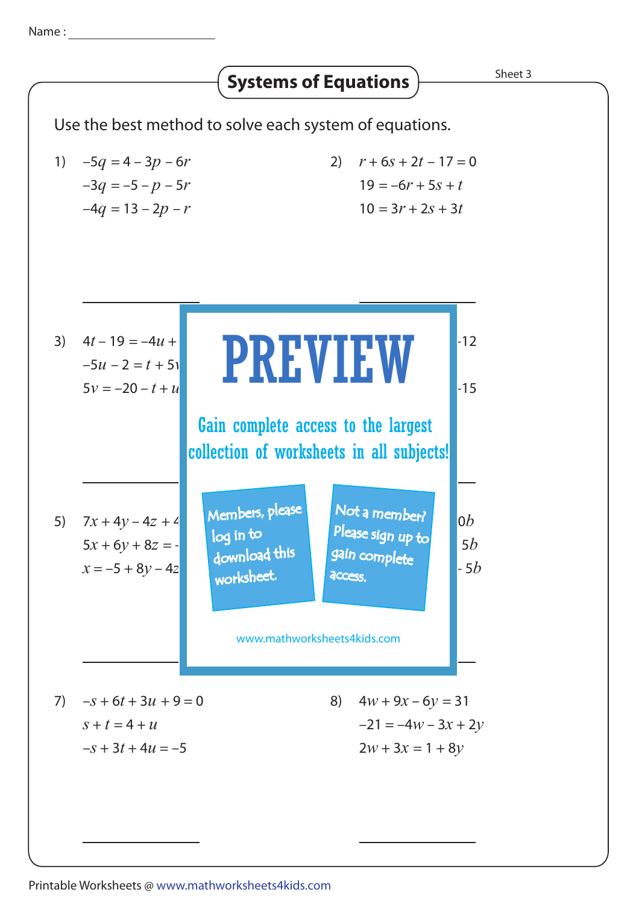Name :

# Systems of Equations

Sheet 3

Use the best method to solve each system of equations.

1)
$-5q = 4 - 3p - 6r$
$-3q = -5 - p - 5r$
$-4q = 13 - 2p - r$

2)
$r + 6s + 2t - 17 = 0$
$19 = -6r + 5s + t$
$10 = 3r + 2s + 3t$

3)
$4t - 19 = -4u +$
$-5u - 2 = t + 5v$
$5v = -20 - t + u$

4)
$-12$

$-15$

5)
$7x + 4y - 4z + 4$
$5x + 6y + 8z = -$
$x = -5 + 8y - 4z$

6)
$0b$
$5b$
$- 5b$

PREVIEW

Gain complete access to the largest collection of worksheets in all subjects!

Members, please log in to download this worksheet.

Not a member? Please sign up to gain complete access.

www.mathworksheets4kids.com

7)
$-s + 6t + 3u + 9 = 0$
$s + t = 4 + u$
$-s + 3t + 4u = -5$

8)
$4w + 9x - 6y = 31$
$-21 = -4w - 3x + 2y$
$2w + 3x = 1 + 8y$

Printable Worksheets @ www.mathworksheets4kids.com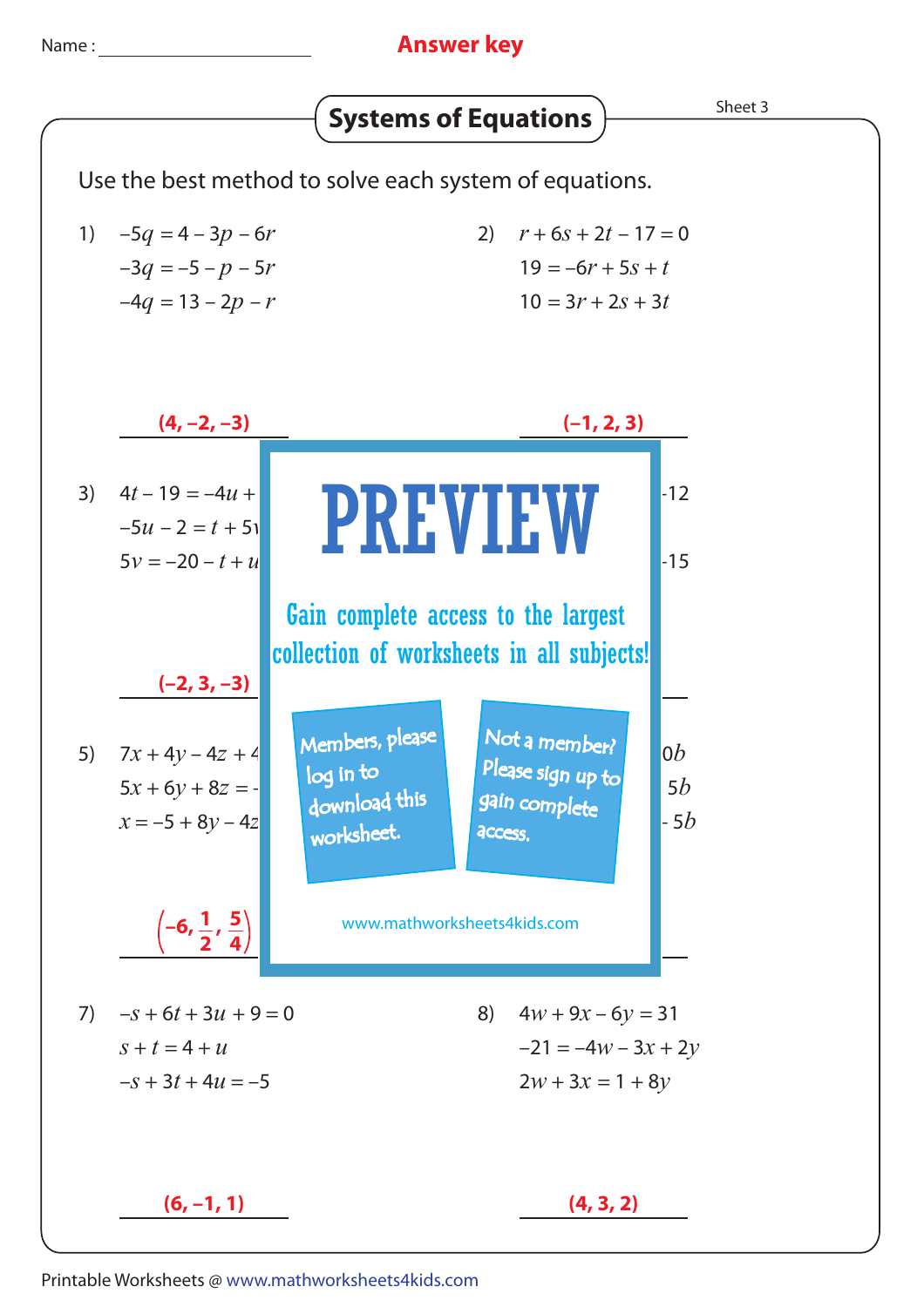Name : ____________________ **Answer key**

# Systems of Equations

Sheet 3

Use the best method to solve each system of equations.

1) $-5q = 4 - 3p - 6r$
$-3q = -5 - p - 5r$
$-4q = 13 - 2p - r$

**(4, −2, −3)**

2) $r + 6s + 2t - 17 = 0$
$19 = -6r + 5s + t$
$10 = 3r + 2s + 3t$

**(−1, 2, 3)**

3) $4t - 19 = -4u +$ ...
$-5u - 2 = t + 5$...
$5v = -20 - t + u$...

**(−2, 3, −3)**

4) ... $-12$
... 
... $-15$

5) $7x + 4y - 4z + 4$...
$5x + 6y + 8z = $ ...
$x = -5 + 8y - 4z$...

**$\left(-6, \frac{1}{2}, \frac{5}{4}\right)$**

6) ... $0b$
... $5b$
... $- 5b$

**PREVIEW**

Gain complete access to the largest collection of worksheets in all subjects!

Members, please log in to download this worksheet.

Not a member? Please sign up to gain complete access.

www.mathworksheets4kids.com

7) $-s + 6t + 3u + 9 = 0$
$s + t = 4 + u$
$-s + 3t + 4u = -5$

**(6, −1, 1)**

8) $4w + 9x - 6y = 31$
$-21 = -4w - 3x + 2y$
$2w + 3x = 1 + 8y$

**(4, 3, 2)**

Printable Worksheets @ www.mathworksheets4kids.com